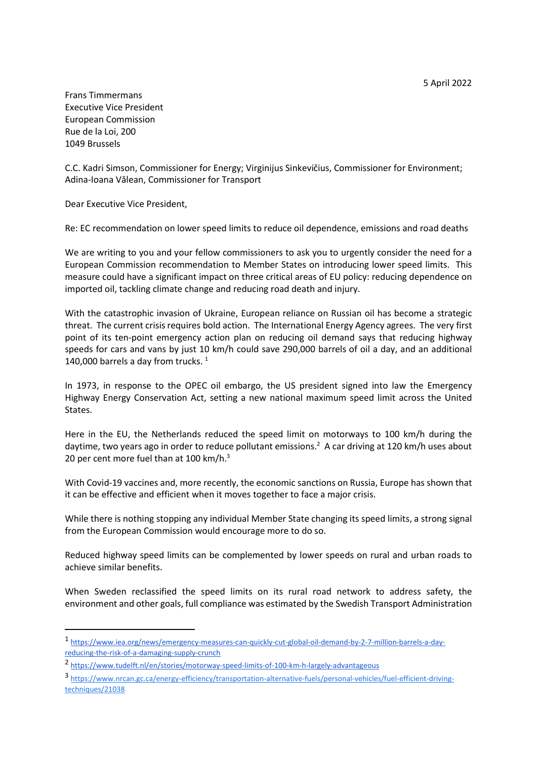5 April 2022

Frans Timmermans
Executive Vice President
European Commission
Rue de la Loi, 200
1049 Brussels

C.C. Kadri Simson, Commissioner for Energy; Virginijus Sinkevičius, Commissioner for Environment; Adina-Ioana Vălean, Commissioner for Transport

Dear Executive Vice President,

Re: EC recommendation on lower speed limits to reduce oil dependence, emissions and road deaths

We are writing to you and your fellow commissioners to ask you to urgently consider the need for a European Commission recommendation to Member States on introducing lower speed limits. This measure could have a significant impact on three critical areas of EU policy: reducing dependence on imported oil, tackling climate change and reducing road death and injury.

With the catastrophic invasion of Ukraine, European reliance on Russian oil has become a strategic threat. The current crisis requires bold action. The International Energy Agency agrees. The very first point of its ten-point emergency action plan on reducing oil demand says that reducing highway speeds for cars and vans by just 10 km/h could save 290,000 barrels of oil a day, and an additional 140,000 barrels a day from trucks. [1]

In 1973, in response to the OPEC oil embargo, the US president signed into law the Emergency Highway Energy Conservation Act, setting a new national maximum speed limit across the United States.

Here in the EU, the Netherlands reduced the speed limit on motorways to 100 km/h during the daytime, two years ago in order to reduce pollutant emissions.[2] A car driving at 120 km/h uses about 20 per cent more fuel than at 100 km/h.[3]

With Covid-19 vaccines and, more recently, the economic sanctions on Russia, Europe has shown that it can be effective and efficient when it moves together to face a major crisis.

While there is nothing stopping any individual Member State changing its speed limits, a strong signal from the European Commission would encourage more to do so.

Reduced highway speed limits can be complemented by lower speeds on rural and urban roads to achieve similar benefits.

When Sweden reclassified the speed limits on its rural road network to address safety, the environment and other goals, full compliance was estimated by the Swedish Transport Administration

---

[1] https://www.iea.org/news/emergency-measures-can-quickly-cut-global-oil-demand-by-2-7-million-barrels-a-day-reducing-the-risk-of-a-damaging-supply-crunch

[2] https://www.tudelft.nl/en/stories/motorway-speed-limits-of-100-km-h-largely-advantageous

[3] https://www.nrcan.gc.ca/energy-efficiency/transportation-alternative-fuels/personal-vehicles/fuel-efficient-driving-techniques/21038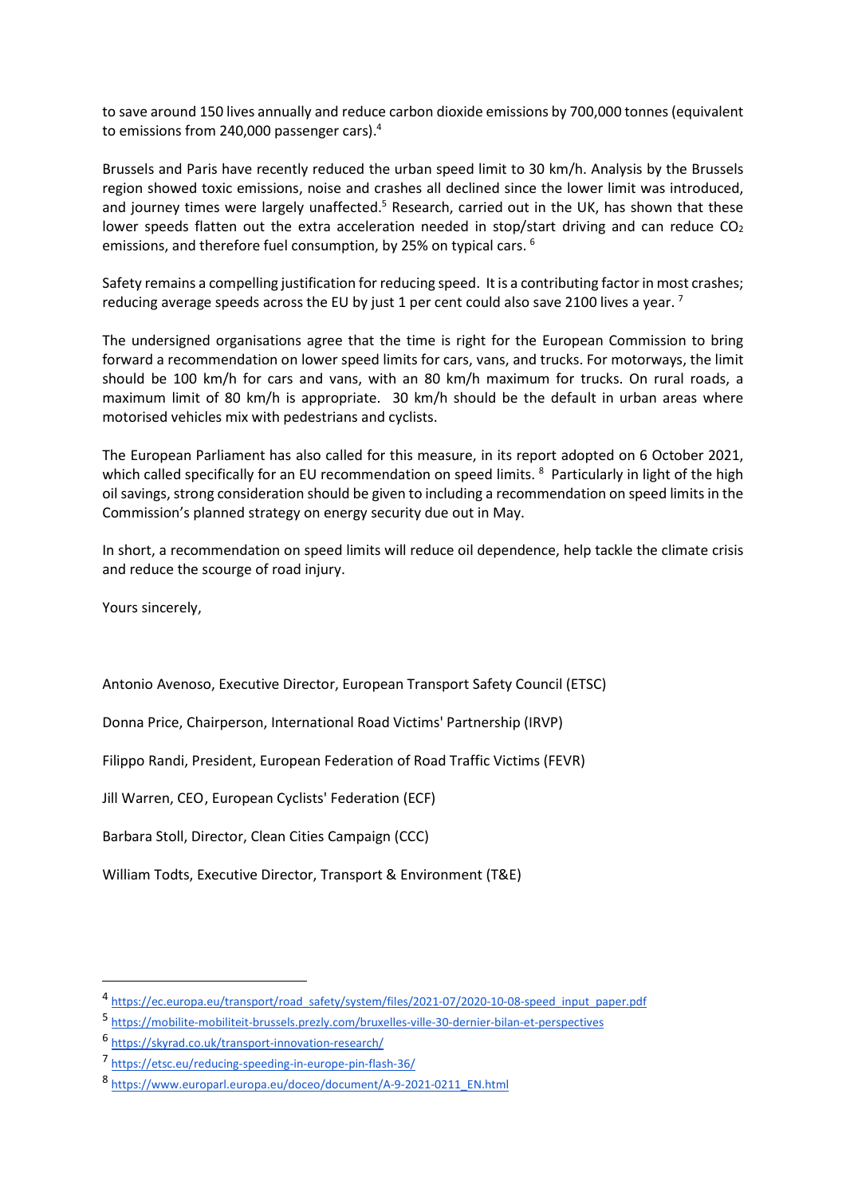to save around 150 lives annually and reduce carbon dioxide emissions by 700,000 tonnes (equivalent to emissions from 240,000 passenger cars).[4]

Brussels and Paris have recently reduced the urban speed limit to 30 km/h. Analysis by the Brussels region showed toxic emissions, noise and crashes all declined since the lower limit was introduced, and journey times were largely unaffected.[5] Research, carried out in the UK, has shown that these lower speeds flatten out the extra acceleration needed in stop/start driving and can reduce $CO_2$ emissions, and therefore fuel consumption, by 25% on typical cars.[6]

Safety remains a compelling justification for reducing speed. It is a contributing factor in most crashes; reducing average speeds across the EU by just 1 per cent could also save 2100 lives a year.[7]

The undersigned organisations agree that the time is right for the European Commission to bring forward a recommendation on lower speed limits for cars, vans, and trucks. For motorways, the limit should be 100 km/h for cars and vans, with an 80 km/h maximum for trucks. On rural roads, a maximum limit of 80 km/h is appropriate. 30 km/h should be the default in urban areas where motorised vehicles mix with pedestrians and cyclists.

The European Parliament has also called for this measure, in its report adopted on 6 October 2021, which called specifically for an EU recommendation on speed limits.[8] Particularly in light of the high oil savings, strong consideration should be given to including a recommendation on speed limits in the Commission's planned strategy on energy security due out in May.

In short, a recommendation on speed limits will reduce oil dependence, help tackle the climate crisis and reduce the scourge of road injury.

Yours sincerely,

Antonio Avenoso, Executive Director, European Transport Safety Council (ETSC)

Donna Price, Chairperson, International Road Victims' Partnership (IRVP)

Filippo Randi, President, European Federation of Road Traffic Victims (FEVR)

Jill Warren, CEO, European Cyclists' Federation (ECF)

Barbara Stoll, Director, Clean Cities Campaign (CCC)

William Todts, Executive Director, Transport & Environment (T&E)

---

[4] https://ec.europa.eu/transport/road_safety/system/files/2021-07/2020-10-08-speed_input_paper.pdf

[5] https://mobilite-mobiliteit-brussels.prezly.com/bruxelles-ville-30-dernier-bilan-et-perspectives

[6] https://skyrad.co.uk/transport-innovation-research/

[7] https://etsc.eu/reducing-speeding-in-europe-pin-flash-36/

[8] https://www.europarl.europa.eu/doceo/document/A-9-2021-0211_EN.html